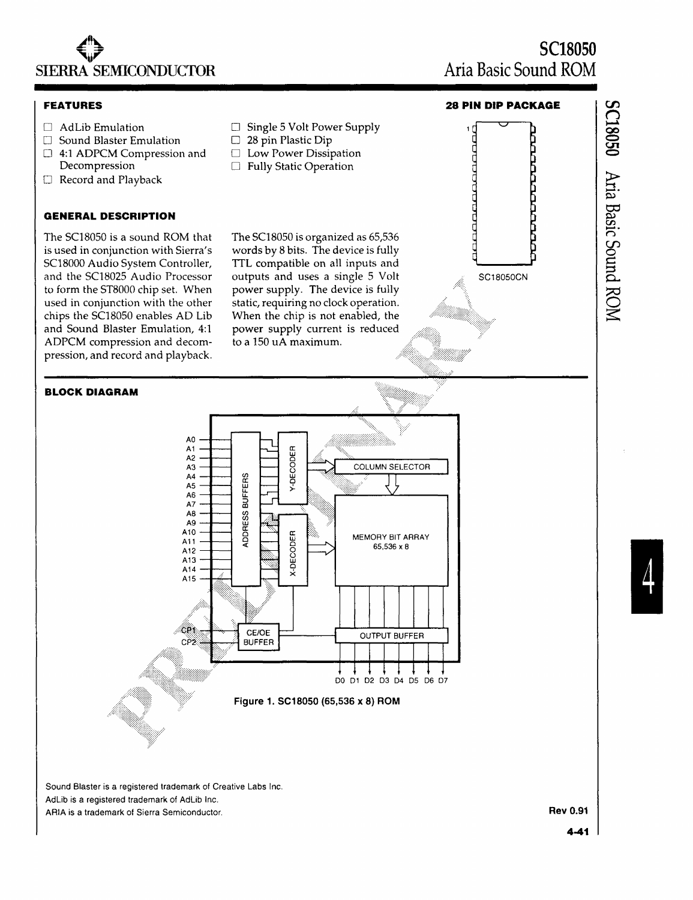# SC18050
## Aria Basic Sound ROM

SIERRA SEMICONDUCTOR

### FEATURES

- AdLib Emulation
- Sound Blaster Emulation
- 4:1 ADPCM Compression and Decompression
- Record and Playback
- Single 5 Volt Power Supply
- 28 pin Plastic Dip
- Low Power Dissipation
- Fully Static Operation

### 28 PIN DIP PACKAGE

SC18050CN

### GENERAL DESCRIPTION

The SC18050 is a sound ROM that is used in conjunction with Sierra's SC18000 Audio System Controller, and the SC18025 Audio Processor to form the ST8000 chip set. When used in conjunction with the other chips the SC18050 enables AD Lib and Sound Blaster Emulation, 4:1 ADPCM compression and decompression, and record and playback.

The SC18050 is organized as 65,536 words by 8 bits. The device is fully TTL compatible on all inputs and outputs and uses a single 5 Volt power supply. The device is fully static, requiring no clock operation. When the chip is not enabled, the power supply current is reduced to a 150 uA maximum.

### BLOCK DIAGRAM

Inputs: A0–A15 → ADDRESS BUFFERS → Y-DECODER / X-DECODER; COLUMN SELECTOR; MEMORY BIT ARRAY 65,536 x 8; CP1, CP2 → CE/OE BUFFER; OUTPUT BUFFER → D0 D1 D2 D3 D4 D5 D6 D7

**Figure 1. SC18050 (65,536 x 8) ROM**

Sound Blaster is a registered trademark of Creative Labs Inc.
AdLib is a registered trademark of AdLib Inc.
ARIA is a trademark of Sierra Semiconductor.

Rev 0.91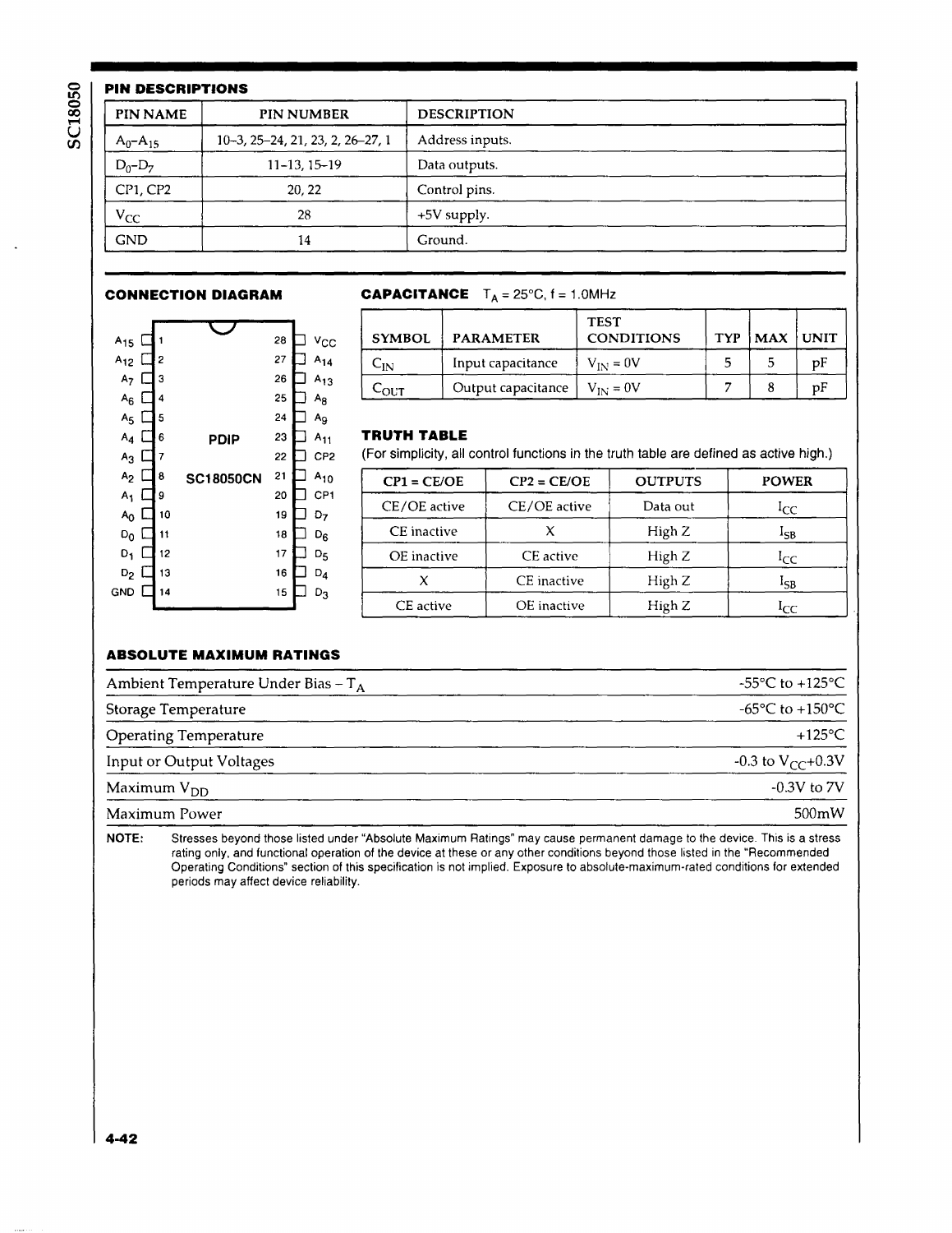## PIN DESCRIPTIONS

| PIN NAME | PIN NUMBER | DESCRIPTION |
|---|---|---|
| $A_0$-$A_{15}$ | 10-3, 25-24, 21, 23, 2, 26-27, 1 | Address inputs. |
| $D_0$-$D_7$ | 11-13, 15-19 | Data outputs. |
| CP1, CP2 | 20, 22 | Control pins. |
| $V_{CC}$ | 28 | +5V supply. |
| GND | 14 | Ground. |

## CONNECTION DIAGRAM

PDIP

SC18050CN

| Pin | Name | Pin | Name |
|---|---|---|---|
| 1 | $A_{15}$ | 28 | $V_{CC}$ |
| 2 | $A_{12}$ | 27 | $A_{14}$ |
| 3 | $A_7$ | 26 | $A_{13}$ |
| 4 | $A_6$ | 25 | $A_8$ |
| 5 | $A_5$ | 24 | $A_9$ |
| 6 | $A_4$ | 23 | $A_{11}$ |
| 7 | $A_3$ | 22 | CP2 |
| 8 | $A_2$ | 21 | $A_{10}$ |
| 9 | $A_1$ | 20 | CP1 |
| 10 | $A_0$ | 19 | $D_7$ |
| 11 | $D_0$ | 18 | $D_6$ |
| 12 | $D_1$ | 17 | $D_5$ |
| 13 | $D_2$ | 16 | $D_4$ |
| 14 | GND | 15 | $D_3$ |

## CAPACITANCE $T_A$ = 25°C, f = 1.0MHz

| SYMBOL | PARAMETER | TEST CONDITIONS | TYP | MAX | UNIT |
|---|---|---|---|---|---|
| $C_{IN}$ | Input capacitance | $V_{IN}$ = 0V | 5 | 5 | pF |
| $C_{OUT}$ | Output capacitance | $V_{IN}$ = 0V | 7 | 8 | pF |

## TRUTH TABLE

(For simplicity, all control functions in the truth table are defined as active high.)

| CP1 = CE/OE | CP2 = CE/OE | OUTPUTS | POWER |
|---|---|---|---|
| CE/OE active | CE/OE active | Data out | $I_{CC}$ |
| CE inactive | X | High Z | $I_{SB}$ |
| OE inactive | CE active | High Z | $I_{CC}$ |
| X | CE inactive | High Z | $I_{SB}$ |
| CE active | OE inactive | High Z | $I_{CC}$ |

## ABSOLUTE MAXIMUM RATINGS

| | |
|---|---|
| Ambient Temperature Under Bias – $T_A$ | -55°C to +125°C |
| Storage Temperature | -65°C to +150°C |
| Operating Temperature | +125°C |
| Input or Output Voltages | -0.3 to $V_{CC}$+0.3V |
| Maximum $V_{DD}$ | -0.3V to 7V |
| Maximum Power | 500mW |

**NOTE:** Stresses beyond those listed under "Absolute Maximum Ratings" may cause permanent damage to the device. This is a stress rating only, and functional operation of the device at these or any other conditions beyond those listed in the "Recommended Operating Conditions" section of this specification is not implied. Exposure to absolute-maximum-rated conditions for extended periods may affect device reliability.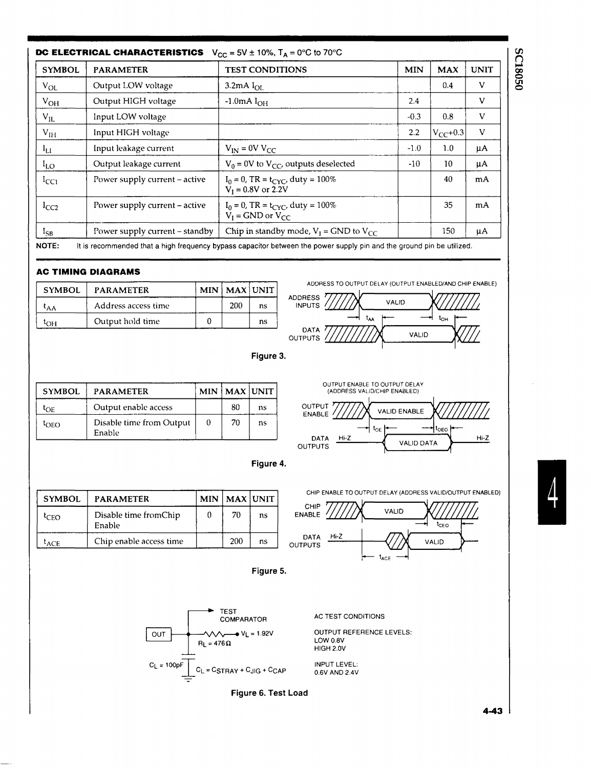## DC ELECTRICAL CHARACTERISTICS $V_{CC}$ = 5V ± 10%, $T_A$ = 0°C to 70°C

| SYMBOL | PARAMETER | TEST CONDITIONS | MIN | MAX | UNIT |
|---|---|---|---|---|---|
| $V_{OL}$ | Output LOW voltage | 3.2mA $I_{OL}$ | | 0.4 | V |
| $V_{OH}$ | Output HIGH voltage | -1.0mA $I_{OH}$ | 2.4 | | V |
| $V_{IL}$ | Input LOW voltage | | -0.3 | 0.8 | V |
| $V_{IH}$ | Input HIGH voltage | | 2.2 | $V_{CC}$+0.3 | V |
| $I_{LI}$ | Input leakage current | $V_{IN}$ = 0V $V_{CC}$ | -1.0 | 1.0 | µA |
| $I_{LO}$ | Output leakage current | $V_0$ = 0V to $V_{CC}$, outputs deselected | -10 | 10 | µA |
| $I_{CC1}$ | Power supply current – active | $I_0$ = 0, TR = $t_{CYC}$, duty = 100% $V_I$ = 0.8V or 2.2V | | 40 | mA |
| $I_{CC2}$ | Power supply current – active | $I_0$ = 0, TR = $t_{CYC}$, duty = 100% $V_I$ = GND or $V_{CC}$ | | 35 | mA |
| $I_{SB}$ | Power supply current – standby | Chip in standby mode, $V_I$ = GND to $V_{CC}$ | | 150 | µA |

**NOTE:** It is recommended that a high frequency bypass capacitor between the power supply pin and the ground pin be utilized.

## AC TIMING DIAGRAMS

| SYMBOL | PARAMETER | MIN | MAX | UNIT |
|---|---|---|---|---|
| $t_{AA}$ | Address access time | | 200 | ns |
| $t_{OH}$ | Output hold time | 0 | | ns |

ADDRESS TO OUTPUT DELAY (OUTPUT ENABLED/AND CHIP ENABLE)

ADDRESS INPUTS
VALID
$t_{AA}$
$t_{OH}$
DATA OUTPUTS
VALID

Figure 3.

| SYMBOL | PARAMETER | MIN | MAX | UNIT |
|---|---|---|---|---|
| $t_{OE}$ | Output enable access | | 80 | ns |
| $t_{OEO}$ | Disable time from Output Enable | 0 | 70 | ns |

OUTPUT ENABLE TO OUTPUT DELAY (ADDRESS VALID/CHIP ENABLED)

OUTPUT ENABLE
VALID ENABLE
$t_{OE}$
$t_{OEO}$
DATA OUTPUTS
Hi-Z
VALID DATA
Hi-Z

Figure 4.

| SYMBOL | PARAMETER | MIN | MAX | UNIT |
|---|---|---|---|---|
| $t_{CEO}$ | Disable time fromChip Enable | 0 | 70 | ns |
| $t_{ACE}$ | Chip enable access time | | 200 | ns |

CHIP ENABLE TO OUTPUT DELAY (ADDRESS VALID/OUTPUT ENABLED)

CHIP ENABLE
VALID
$t_{CEO}$
DATA OUTPUTS
Hi-Z
VALID
$t_{ACE}$

Figure 5.

TEST COMPARATOR
OUT
$V_L$ = 1.92V
$R_L$ = 476Ω
$C_L$ = 100pF
$C_L$ = $C_{STRAY}$ + $C_{JIG}$ + $C_{CAP}$

AC TEST CONDITIONS

OUTPUT REFERENCE LEVELS:
LOW 0.8V
HIGH 2.0V

INPUT LEVEL:
0.6V AND 2.4V

Figure 6. Test Load